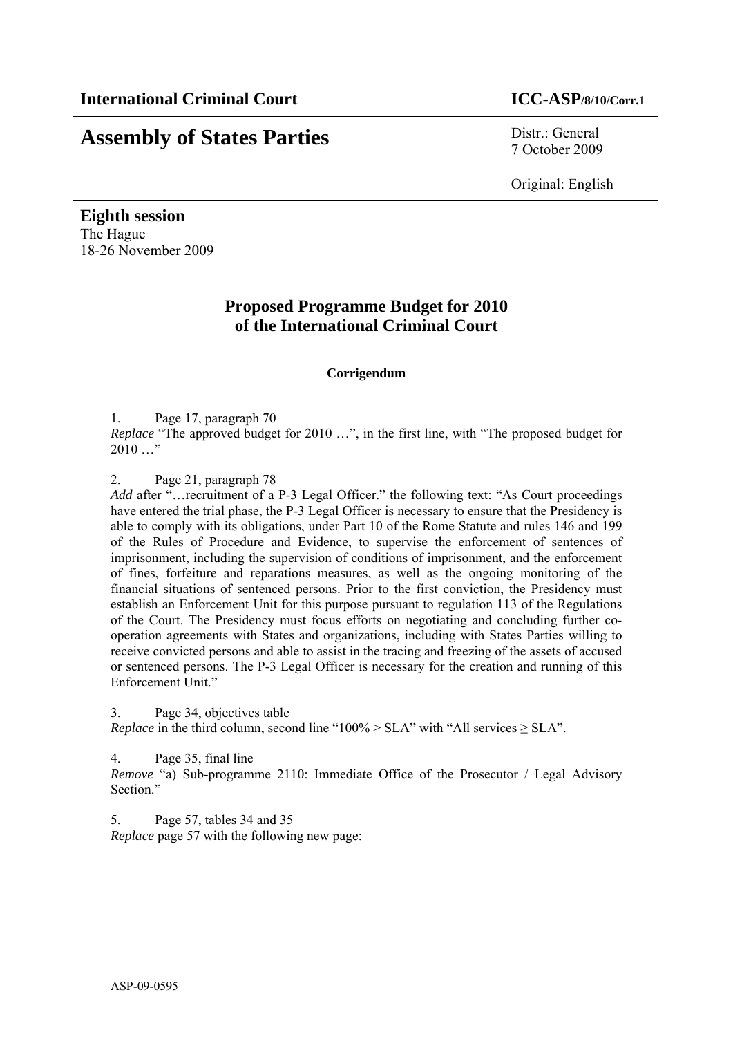**International Criminal Court** **ICC-ASP/8/10/Corr.1**

# Assembly of States Parties

Distr.: General
7 October 2009

Original: English

**Eighth session**
The Hague
18-26 November 2009

## Proposed Programme Budget for 2010 of the International Criminal Court

### Corrigendum

1. Page 17, paragraph 70
*Replace* "The approved budget for 2010 …", in the first line, with "The proposed budget for 2010 …"

2. Page 21, paragraph 78
*Add* after "…recruitment of a P-3 Legal Officer." the following text: "As Court proceedings have entered the trial phase, the P-3 Legal Officer is necessary to ensure that the Presidency is able to comply with its obligations, under Part 10 of the Rome Statute and rules 146 and 199 of the Rules of Procedure and Evidence, to supervise the enforcement of sentences of imprisonment, including the supervision of conditions of imprisonment, and the enforcement of fines, forfeiture and reparations measures, as well as the ongoing monitoring of the financial situations of sentenced persons. Prior to the first conviction, the Presidency must establish an Enforcement Unit for this purpose pursuant to regulation 113 of the Regulations of the Court. The Presidency must focus efforts on negotiating and concluding further co-operation agreements with States and organizations, including with States Parties willing to receive convicted persons and able to assist in the tracing and freezing of the assets of accused or sentenced persons. The P-3 Legal Officer is necessary for the creation and running of this Enforcement Unit."

3. Page 34, objectives table
*Replace* in the third column, second line "100% > SLA" with "All services ≥ SLA".

4. Page 35, final line
*Remove* "a) Sub-programme 2110: Immediate Office of the Prosecutor / Legal Advisory Section."

5. Page 57, tables 34 and 35
*Replace* page 57 with the following new page:

ASP-09-0595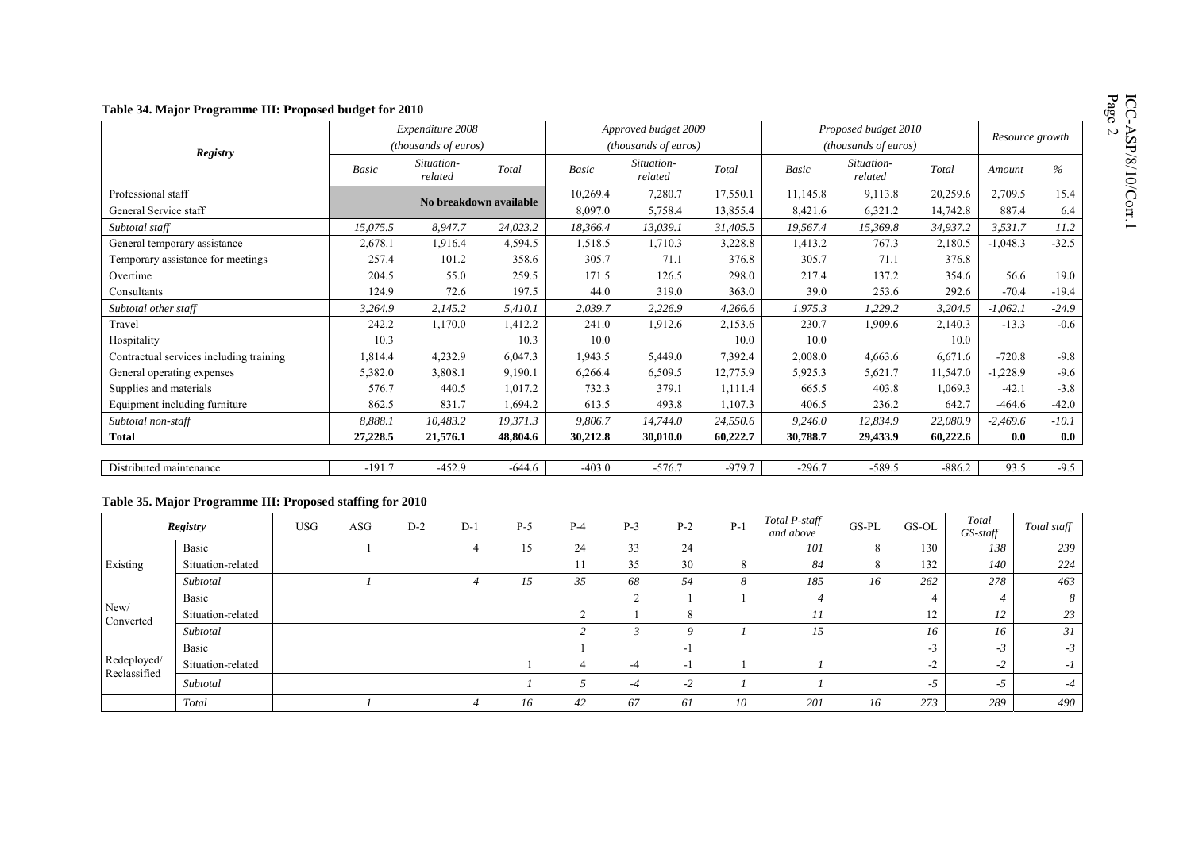**Table 34. Major Programme III: Proposed budget for 2010**

| Registry | Expenditure 2008 (thousands of euros) | | | Approved budget 2009 (thousands of euros) | | | Proposed budget 2010 (thousands of euros) | | | Resource growth | |
|---|---|---|---|---|---|---|---|---|---|---|---|
| | Basic | Situation-related | Total | Basic | Situation-related | Total | Basic | Situation-related | Total | Amount | % |
| Professional staff | No breakdown available | | | 10,269.4 | 7,280.7 | 17,550.1 | 11,145.8 | 9,113.8 | 20,259.6 | 2,709.5 | 15.4 |
| General Service staff | | | | 8,097.0 | 5,758.4 | 13,855.4 | 8,421.6 | 6,321.2 | 14,742.8 | 887.4 | 6.4 |
| *Subtotal staff* | *15,075.5* | *8,947.7* | *24,023.2* | *18,366.4* | *13,039.1* | *31,405.5* | *19,567.4* | *15,369.8* | *34,937.2* | *3,531.7* | *11.2* |
| General temporary assistance | 2,678.1 | 1,916.4 | 4,594.5 | 1,518.5 | 1,710.3 | 3,228.8 | 1,413.2 | 767.3 | 2,180.5 | -1,048.3 | -32.5 |
| Temporary assistance for meetings | 257.4 | 101.2 | 358.6 | 305.7 | 71.1 | 376.8 | 305.7 | 71.1 | 376.8 | | |
| Overtime | 204.5 | 55.0 | 259.5 | 171.5 | 126.5 | 298.0 | 217.4 | 137.2 | 354.6 | 56.6 | 19.0 |
| Consultants | 124.9 | 72.6 | 197.5 | 44.0 | 319.0 | 363.0 | 39.0 | 253.6 | 292.6 | -70.4 | -19.4 |
| *Subtotal other staff* | *3,264.9* | *2,145.2* | *5,410.1* | *2,039.7* | *2,226.9* | *4,266.6* | *1,975.3* | *1,229.2* | *3,204.5* | *-1,062.1* | *-24.9* |
| Travel | 242.2 | 1,170.0 | 1,412.2 | 241.0 | 1,912.6 | 2,153.6 | 230.7 | 1,909.6 | 2,140.3 | -13.3 | -0.6 |
| Hospitality | 10.3 | | 10.3 | 10.0 | | 10.0 | 10.0 | | 10.0 | | |
| Contractual services including training | 1,814.4 | 4,232.9 | 6,047.3 | 1,943.5 | 5,449.0 | 7,392.4 | 2,008.0 | 4,663.6 | 6,671.6 | -720.8 | -9.8 |
| General operating expenses | 5,382.0 | 3,808.1 | 9,190.1 | 6,266.4 | 6,509.5 | 12,775.9 | 5,925.3 | 5,621.7 | 11,547.0 | -1,228.9 | -9.6 |
| Supplies and materials | 576.7 | 440.5 | 1,017.2 | 732.3 | 379.1 | 1,111.4 | 665.5 | 403.8 | 1,069.3 | -42.1 | -3.8 |
| Equipment including furniture | 862.5 | 831.7 | 1,694.2 | 613.5 | 493.8 | 1,107.3 | 406.5 | 236.2 | 642.7 | -464.6 | -42.0 |
| *Subtotal non-staff* | *8,888.1* | *10,483.2* | *19,371.3* | *9,806.7* | *14,744.0* | *24,550.6* | *9,246.0* | *12,834.9* | *22,080.9* | *-2,469.6* | *-10.1* |
| **Total** | **27,228.5** | **21,576.1** | **48,804.6** | **30,212.8** | **30,010.0** | **60,222.7** | **30,788.7** | **29,433.9** | **60,222.6** | **0.0** | **0.0** |
| | | | | | | | | | | | |
| Distributed maintenance | -191.7 | -452.9 | -644.6 | -403.0 | -576.7 | -979.7 | -296.7 | -589.5 | -886.2 | 93.5 | -9.5 |

**Table 35. Major Programme III: Proposed staffing for 2010**

| Registry | | USG | ASG | D-2 | D-1 | P-5 | P-4 | P-3 | P-2 | P-1 | Total P-staff and above | GS-PL | GS-OL | Total GS-staff | Total staff |
|---|---|---|---|---|---|---|---|---|---|---|---|---|---|---|---|
| Existing | Basic | | 1 | | 4 | 15 | 24 | 33 | 24 | | *101* | 8 | 130 | *138* | *239* |
| | Situation-related | | | | | | 11 | 35 | 30 | 8 | *84* | 8 | 132 | *140* | *224* |
| | *Subtotal* | | *1* | | *4* | *15* | *35* | *68* | *54* | *8* | *185* | *16* | *262* | *278* | *463* |
| New/ Converted | Basic | | | | | | | 2 | 1 | 1 | *4* | | 4 | *4* | *8* |
| | Situation-related | | | | | | 2 | 1 | 8 | | *11* | | 12 | *12* | *23* |
| | *Subtotal* | | | | | | *2* | *3* | *9* | *1* | *15* | | *16* | *16* | *31* |
| Redeployed/ Reclassified | Basic | | | | | | 1 | | -1 | | | | -3 | *-3* | *-3* |
| | Situation-related | | | | | 1 | 4 | -4 | -1 | 1 | *1* | | -2 | *-2* | *-1* |
| | *Subtotal* | | | | | *1* | *5* | *-4* | *-2* | *1* | *1* | | *-5* | *-5* | *-4* |
| | *Total* | | *1* | | *4* | *16* | *42* | *67* | *61* | *10* | *201* | *16* | *273* | *289* | *490* |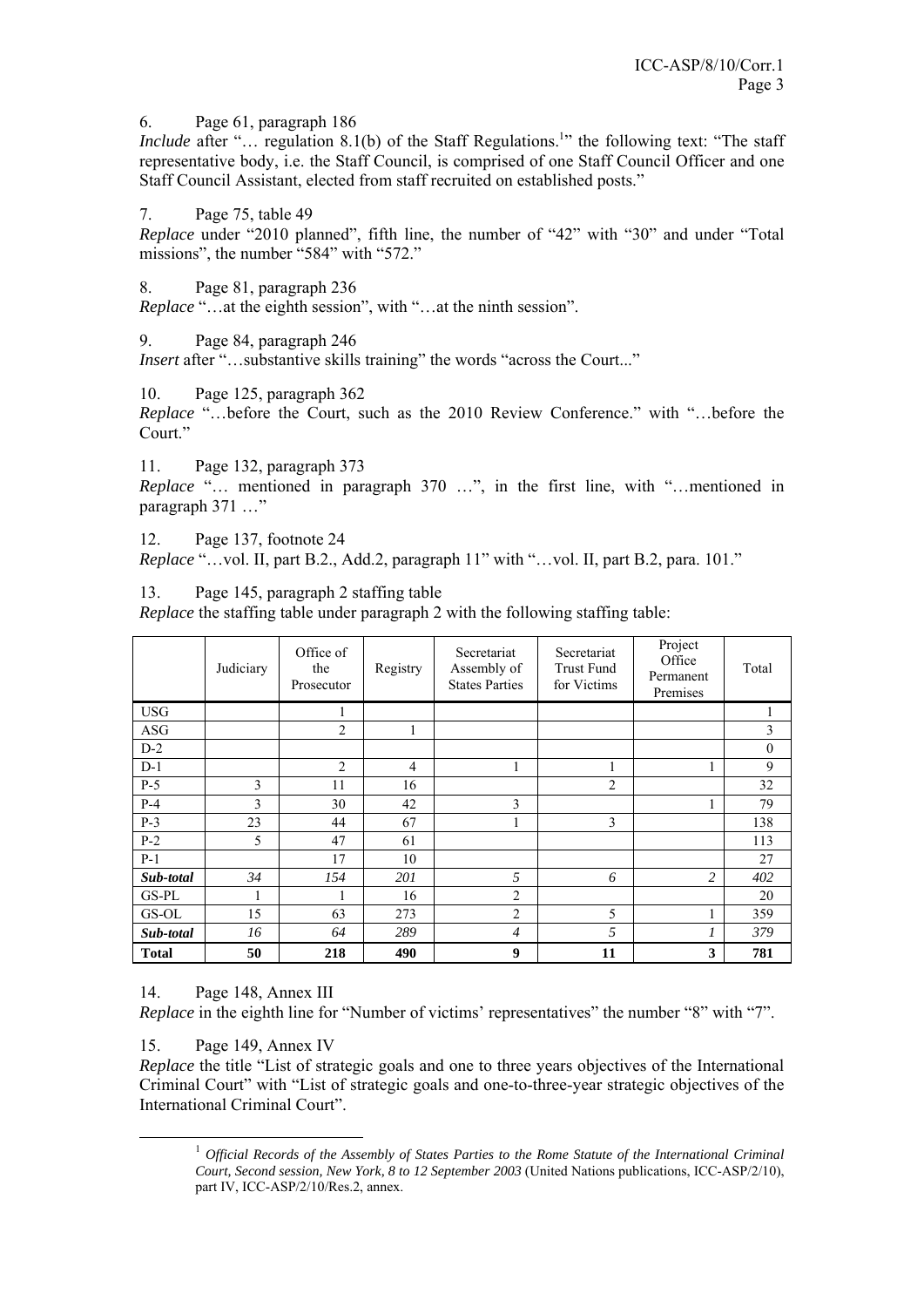6. Page 61, paragraph 186

*Include* after "… regulation 8.1(b) of the Staff Regulations.[1]" the following text: "The staff representative body, i.e. the Staff Council, is comprised of one Staff Council Officer and one Staff Council Assistant, elected from staff recruited on established posts."

7. Page 75, table 49

*Replace* under "2010 planned", fifth line, the number of "42" with "30" and under "Total missions", the number "584" with "572."

8. Page 81, paragraph 236

*Replace* "…at the eighth session", with "…at the ninth session".

9. Page 84, paragraph 246

*Insert* after "…substantive skills training" the words "across the Court..."

10. Page 125, paragraph 362

*Replace* "…before the Court, such as the 2010 Review Conference." with "…before the Court."

11. Page 132, paragraph 373

*Replace* "… mentioned in paragraph 370 …", in the first line, with "…mentioned in paragraph 371 …"

12. Page 137, footnote 24

*Replace* "…vol. II, part B.2., Add.2, paragraph 11" with "…vol. II, part B.2, para. 101."

13. Page 145, paragraph 2 staffing table

*Replace* the staffing table under paragraph 2 with the following staffing table:

| | Judiciary | Office of the Prosecutor | Registry | Secretariat Assembly of States Parties | Secretariat Trust Fund for Victims | Project Office Permanent Premises | Total |
|---|---|---|---|---|---|---|---|
| USG | | 1 | | | | | 1 |
| ASG | | 2 | 1 | | | | 3 |
| D-2 | | | | | | | 0 |
| D-1 | | 2 | 4 | 1 | 1 | 1 | 9 |
| P-5 | 3 | 11 | 16 | | 2 | | 32 |
| P-4 | 3 | 30 | 42 | 3 | | 1 | 79 |
| P-3 | 23 | 44 | 67 | 1 | 3 | | 138 |
| P-2 | 5 | 47 | 61 | | | | 113 |
| P-1 | | 17 | 10 | | | | 27 |
| ***Sub-total*** | *34* | *154* | *201* | *5* | *6* | *2* | *402* |
| GS-PL | 1 | 1 | 16 | 2 | | | 20 |
| GS-OL | 15 | 63 | 273 | 2 | 5 | 1 | 359 |
| ***Sub-total*** | *16* | *64* | *289* | *4* | *5* | *1* | *379* |
| **Total** | **50** | **218** | **490** | **9** | **11** | **3** | **781** |

14. Page 148, Annex III

*Replace* in the eighth line for "Number of victims' representatives" the number "8" with "7".

15. Page 149, Annex IV

*Replace* the title "List of strategic goals and one to three years objectives of the International Criminal Court" with "List of strategic goals and one-to-three-year strategic objectives of the International Criminal Court".

[1] *Official Records of the Assembly of States Parties to the Rome Statute of the International Criminal Court, Second session, New York, 8 to 12 September 2003* (United Nations publications, ICC-ASP/2/10), part IV, ICC-ASP/2/10/Res.2, annex.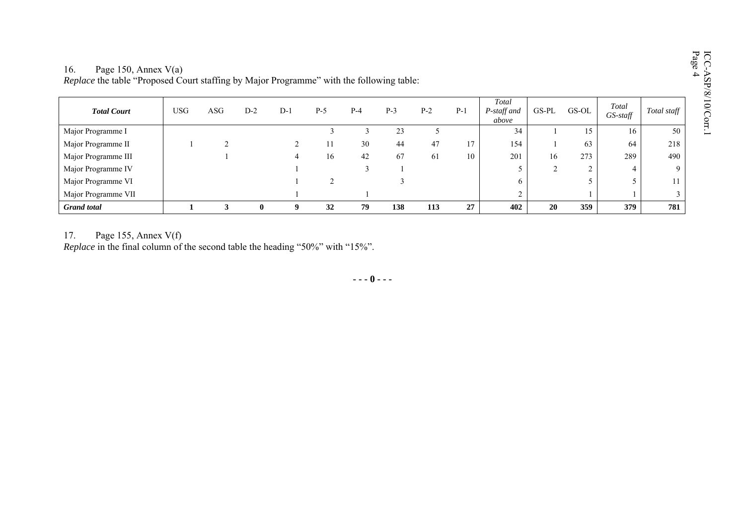16. Page 150, Annex V(a)

*Replace* the table "Proposed Court staffing by Major Programme" with the following table:

| ***Total Court*** | USG | ASG | D-2 | D-1 | P-5 | P-4 | P-3 | P-2 | P-1 | *Total P-staff and above* | GS-PL | GS-OL | *Total GS-staff* | *Total staff* |
|---|---|---|---|---|---|---|---|---|---|---|---|---|---|---|
| Major Programme I | | | | | 3 | 3 | 23 | 5 | | 34 | 1 | 15 | 16 | 50 |
| Major Programme II | 1 | 2 | | 2 | 11 | 30 | 44 | 47 | 17 | 154 | 1 | 63 | 64 | 218 |
| Major Programme III | | 1 | | 4 | 16 | 42 | 67 | 61 | 10 | 201 | 16 | 273 | 289 | 490 |
| Major Programme IV | | | | 1 | | 3 | 1 | | | 5 | 2 | 2 | 4 | 9 |
| Major Programme VI | | | | 1 | 2 | | 3 | | | 6 | | 5 | 5 | 11 |
| Major Programme VII | | | | 1 | | 1 | | | | 2 | | 1 | 1 | 3 |
| ***Grand total*** | **1** | **3** | **0** | **9** | **32** | **79** | **138** | **113** | **27** | **402** | **20** | **359** | **379** | **781** |

17. Page 155, Annex V(f)

*Replace* in the final column of the second table the heading "50%" with "15%".

- - - 0 - - -